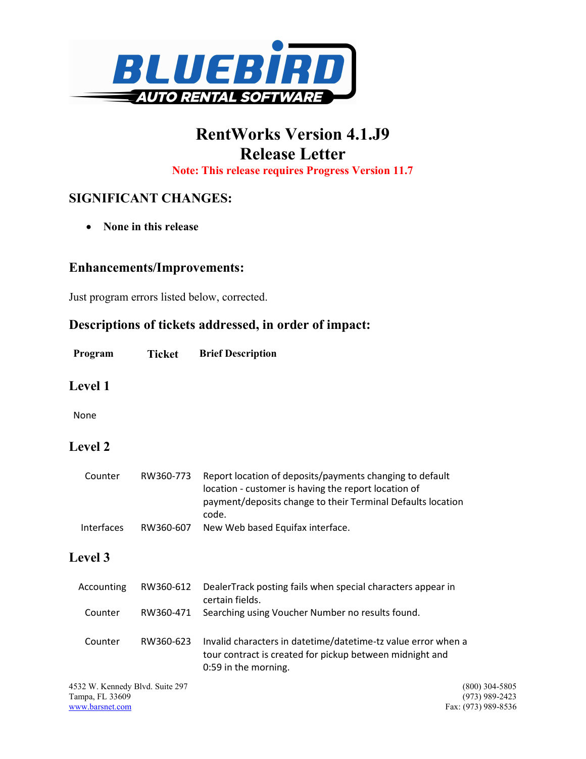**BLUEBIRD AUTO RENTAL SOFTWARE**

# RentWorks Version 4.1.J9
# Release Letter

**Note: This release requires Progress Version 11.7**

## SIGNIFICANT CHANGES:

- **None in this release**

## Enhancements/Improvements:

Just program errors listed below, corrected.

## Descriptions of tickets addressed, in order of impact:

| Program | Ticket | Brief Description |
|---|---|---|

### Level 1

None

### Level 2

| Program | Ticket | Brief Description |
|---|---|---|
| Counter | RW360-773 | Report location of deposits/payments changing to default location - customer is having the report location of payment/deposits change to their Terminal Defaults location code. |
| Interfaces | RW360-607 | New Web based Equifax interface. |

### Level 3

| Program | Ticket | Brief Description |
|---|---|---|
| Accounting | RW360-612 | DealerTrack posting fails when special characters appear in certain fields. |
| Counter | RW360-471 | Searching using Voucher Number no results found. |
| Counter | RW360-623 | Invalid characters in datetime/datetime-tz value error when a tour contract is created for pickup between midnight and 0:59 in the morning. |

4532 W. Kennedy Blvd. Suite 297
Tampa, FL 33609
www.barsnet.com

(800) 304-5805
(973) 989-2423
Fax: (973) 989-8536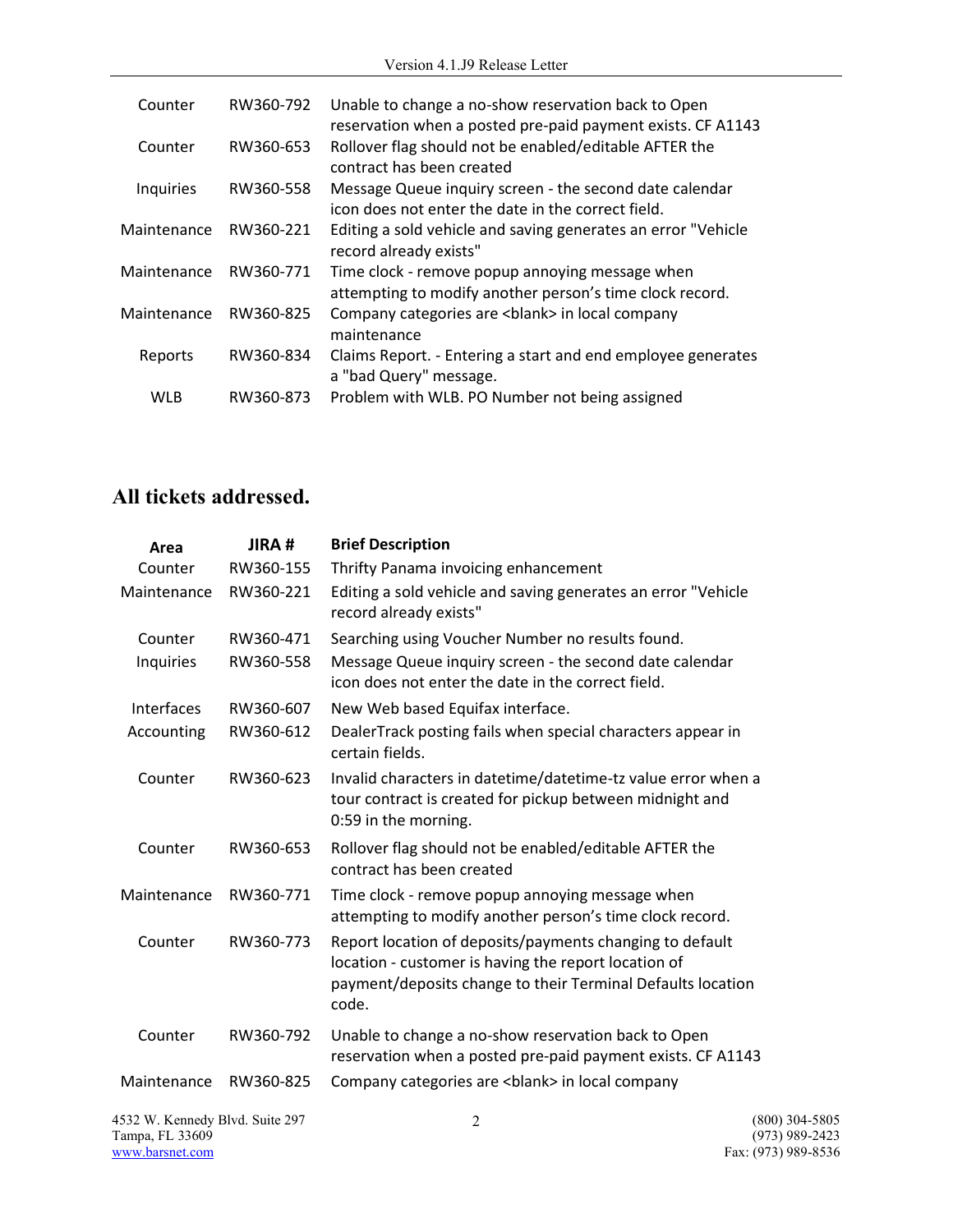| | | |
|---|---|---|
| Counter | RW360-792 | Unable to change a no-show reservation back to Open reservation when a posted pre-paid payment exists. CF A1143 |
| Counter | RW360-653 | Rollover flag should not be enabled/editable AFTER the contract has been created |
| Inquiries | RW360-558 | Message Queue inquiry screen - the second date calendar icon does not enter the date in the correct field. |
| Maintenance | RW360-221 | Editing a sold vehicle and saving generates an error "Vehicle record already exists" |
| Maintenance | RW360-771 | Time clock - remove popup annoying message when attempting to modify another person's time clock record. |
| Maintenance | RW360-825 | Company categories are <blank> in local company maintenance |
| Reports | RW360-834 | Claims Report. - Entering a start and end employee generates a "bad Query" message. |
| WLB | RW360-873 | Problem with WLB. PO Number not being assigned |

## All tickets addressed.

| Area | JIRA # | Brief Description |
|---|---|---|
| Counter | RW360-155 | Thrifty Panama invoicing enhancement |
| Maintenance | RW360-221 | Editing a sold vehicle and saving generates an error "Vehicle record already exists" |
| Counter | RW360-471 | Searching using Voucher Number no results found. |
| Inquiries | RW360-558 | Message Queue inquiry screen - the second date calendar icon does not enter the date in the correct field. |
| Interfaces | RW360-607 | New Web based Equifax interface. |
| Accounting | RW360-612 | DealerTrack posting fails when special characters appear in certain fields. |
| Counter | RW360-623 | Invalid characters in datetime/datetime-tz value error when a tour contract is created for pickup between midnight and 0:59 in the morning. |
| Counter | RW360-653 | Rollover flag should not be enabled/editable AFTER the contract has been created |
| Maintenance | RW360-771 | Time clock - remove popup annoying message when attempting to modify another person's time clock record. |
| Counter | RW360-773 | Report location of deposits/payments changing to default location - customer is having the report location of payment/deposits change to their Terminal Defaults location code. |
| Counter | RW360-792 | Unable to change a no-show reservation back to Open reservation when a posted pre-paid payment exists. CF A1143 |
| Maintenance | RW360-825 | Company categories are <blank> in local company |

4532 W. Kennedy Blvd. Suite 297
Tampa, FL 33609
www.barsnet.com

(800) 304-5805
(973) 989-2423
Fax: (973) 989-8536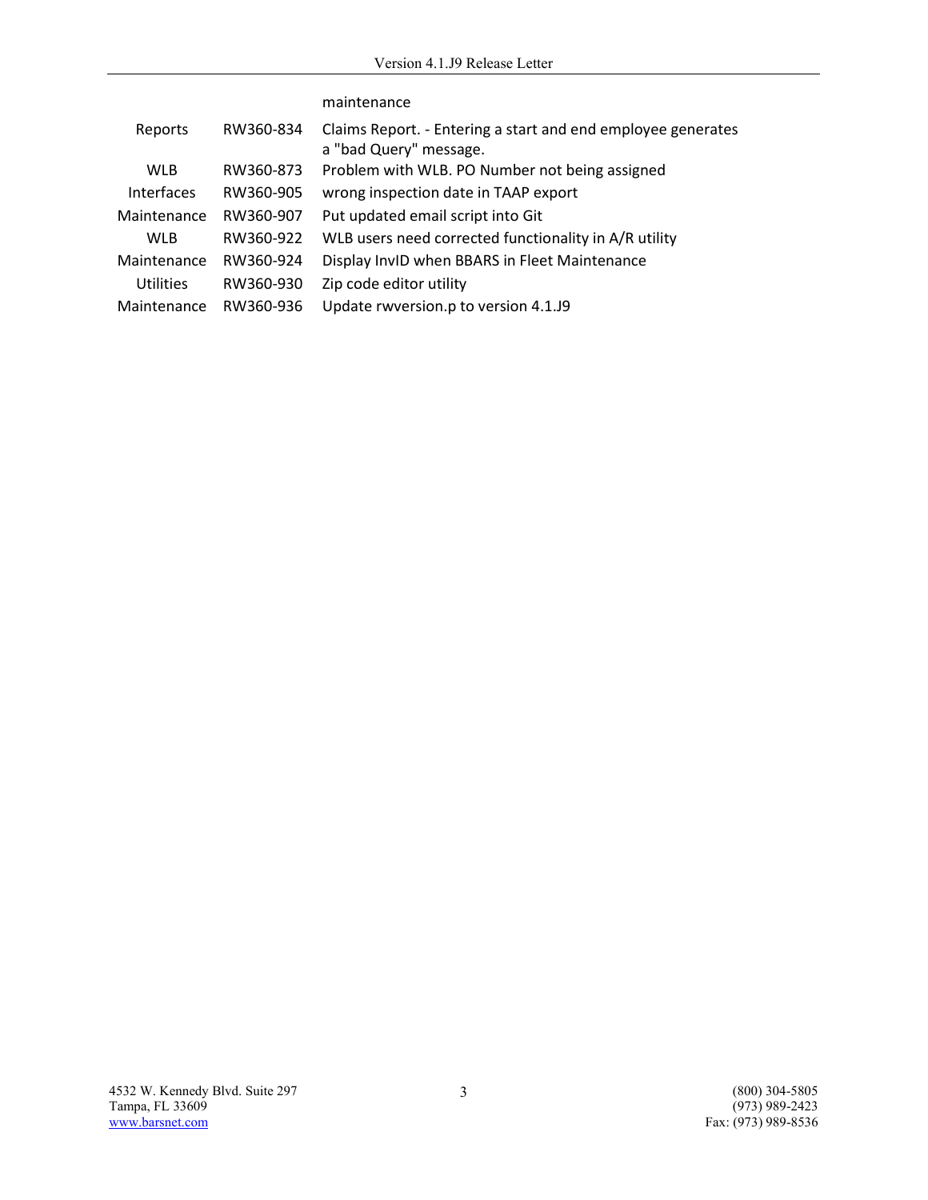| | | |
|---|---|---|
| | | maintenance |
| Reports | RW360-834 | Claims Report. - Entering a start and end employee generates a "bad Query" message. |
| WLB | RW360-873 | Problem with WLB. PO Number not being assigned |
| Interfaces | RW360-905 | wrong inspection date in TAAP export |
| Maintenance | RW360-907 | Put updated email script into Git |
| WLB | RW360-922 | WLB users need corrected functionality in A/R utility |
| Maintenance | RW360-924 | Display InvID when BBARS in Fleet Maintenance |
| Utilities | RW360-930 | Zip code editor utility |
| Maintenance | RW360-936 | Update rwversion.p to version 4.1.J9 |

4532 W. Kennedy Blvd. Suite 297
Tampa, FL 33609
www.barsnet.com

(800) 304-5805
(973) 989-2423
Fax: (973) 989-8536